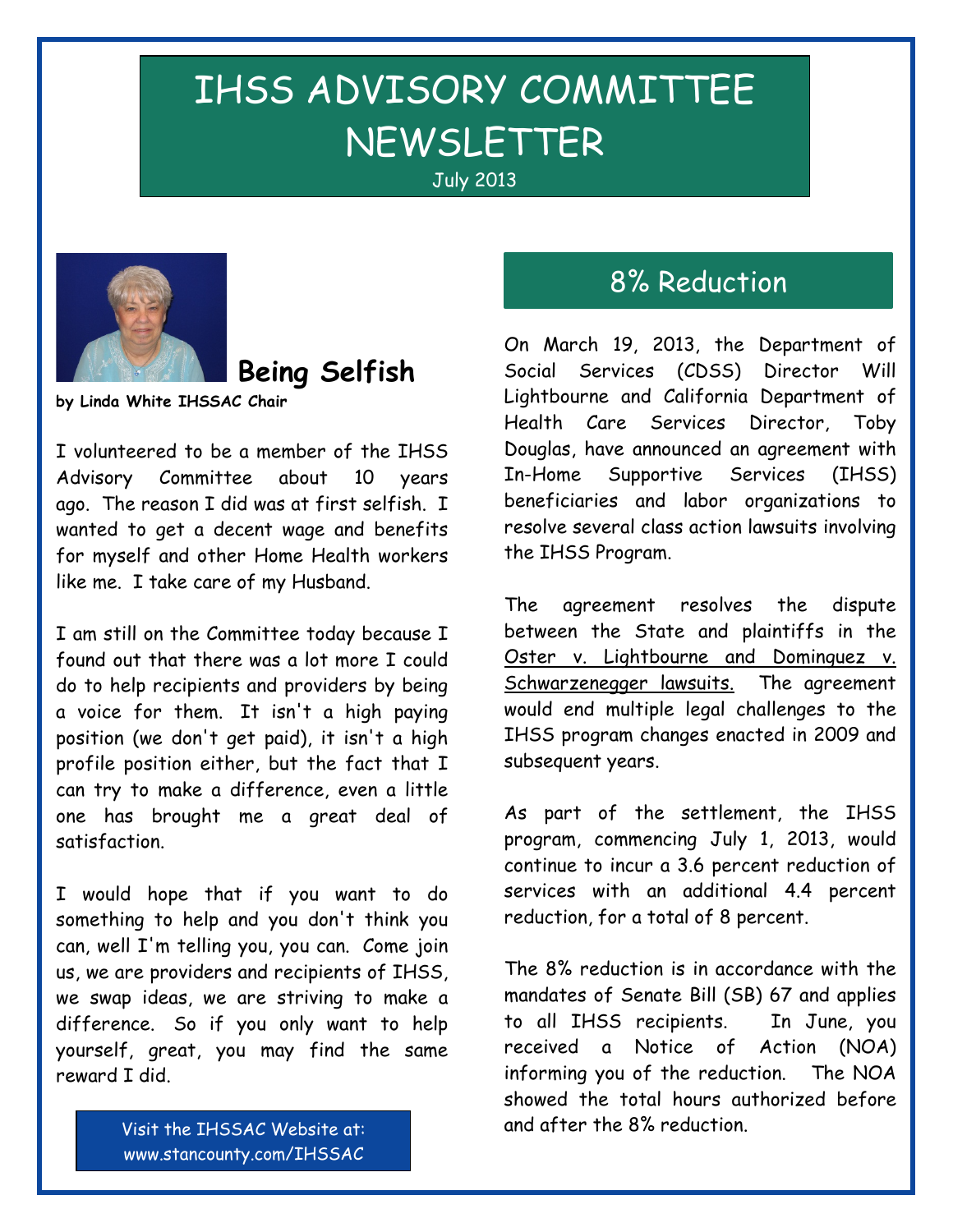# IHSS ADVISORY COMMITTEE NEWSLETTER

July 2013

## Being Selfish

**by Linda White IHSSAC Chair**

I volunteered to be a member of the IHSS Advisory Committee about 10 years ago. The reason I did was at first selfish. I wanted to get a decent wage and benefits for myself and other Home Health workers like me. I take care of my Husband.

I am still on the Committee today because I found out that there was a lot more I could do to help recipients and providers by being a voice for them. It isn't a high paying position (we don't get paid), it isn't a high profile position either, but the fact that I can try to make a difference, even a little one has brought me a great deal of satisfaction.

I would hope that if you want to do something to help and you don't think you can, well I'm telling you, you can. Come join us, we are providers and recipients of IHSS, we swap ideas, we are striving to make a difference. So if you only want to help yourself, great, you may find the same reward I did.

Visit the IHSSAC Website at:
www.stancounty.com/IHSSAC

## 8% Reduction

On March 19, 2013, the Department of Social Services (CDSS) Director Will Lightbourne and California Department of Health Care Services Director, Toby Douglas, have announced an agreement with In-Home Supportive Services (IHSS) beneficiaries and labor organizations to resolve several class action lawsuits involving the IHSS Program.

The agreement resolves the dispute between the State and plaintiffs in the Oster v. Lightbourne and Dominguez v. Schwarzenegger lawsuits. The agreement would end multiple legal challenges to the IHSS program changes enacted in 2009 and subsequent years.

As part of the settlement, the IHSS program, commencing July 1, 2013, would continue to incur a 3.6 percent reduction of services with an additional 4.4 percent reduction, for a total of 8 percent.

The 8% reduction is in accordance with the mandates of Senate Bill (SB) 67 and applies to all IHSS recipients. In June, you received a Notice of Action (NOA) informing you of the reduction. The NOA showed the total hours authorized before and after the 8% reduction.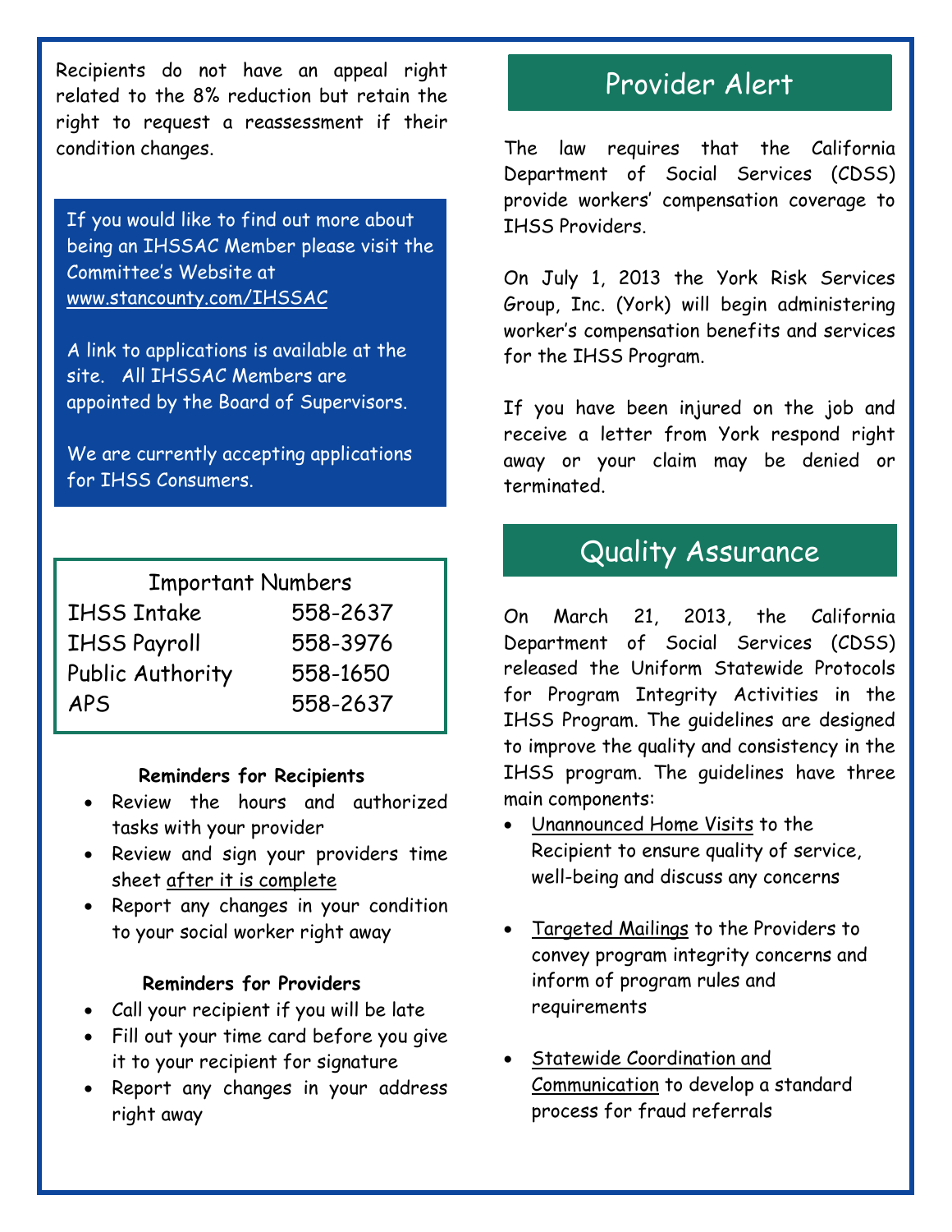Recipients do not have an appeal right related to the 8% reduction but retain the right to request a reassessment if their condition changes.

If you would like to find out more about being an IHSSAC Member please visit the Committee's Website at www.stancounty.com/IHSSAC

A link to applications is available at the site. All IHSSAC Members are appointed by the Board of Supervisors.

We are currently accepting applications for IHSS Consumers.

| Important Numbers | |
|---|---|
| IHSS Intake | 558-2637 |
| IHSS Payroll | 558-3976 |
| Public Authority | 558-1650 |
| APS | 558-2637 |

**Reminders for Recipients**

- Review the hours and authorized tasks with your provider
- Review and sign your providers time sheet after it is complete
- Report any changes in your condition to your social worker right away

**Reminders for Providers**

- Call your recipient if you will be late
- Fill out your time card before you give it to your recipient for signature
- Report any changes in your address right away

## Provider Alert

The law requires that the California Department of Social Services (CDSS) provide workers' compensation coverage to IHSS Providers.

On July 1, 2013 the York Risk Services Group, Inc. (York) will begin administering worker's compensation benefits and services for the IHSS Program.

If you have been injured on the job and receive a letter from York respond right away or your claim may be denied or terminated.

## Quality Assurance

On March 21, 2013, the California Department of Social Services (CDSS) released the Uniform Statewide Protocols for Program Integrity Activities in the IHSS Program. The guidelines are designed to improve the quality and consistency in the IHSS program. The guidelines have three main components:

- Unannounced Home Visits to the Recipient to ensure quality of service, well-being and discuss any concerns
- Targeted Mailings to the Providers to convey program integrity concerns and inform of program rules and requirements
- Statewide Coordination and Communication to develop a standard process for fraud referrals